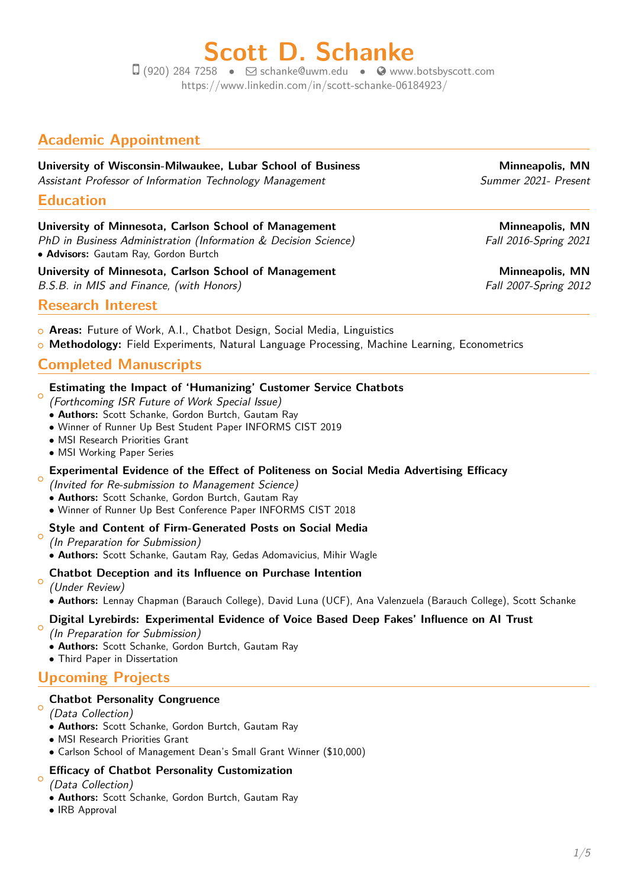# Scott D. Schanke

(920) 284 7258 • schanke@uwm.edu • www.botsbyscott.com
https://www.linkedin.com/in/scott-schanke-06184923/

## Academic Appointment

**University of Wisconsin-Milwaukee, Lubar School of Business** — **Minneapolis, MN**
*Assistant Professor of Information Technology Management* — *Summer 2021- Present*

## Education

**University of Minnesota, Carlson School of Management** — **Minneapolis, MN**
*PhD in Business Administration (Information & Decision Science)* — *Fall 2016-Spring 2021*

- **Advisors:** Gautam Ray, Gordon Burtch

**University of Minnesota, Carlson School of Management** — **Minneapolis, MN**
*B.S.B. in MIS and Finance, (with Honors)* — *Fall 2007-Spring 2012*

## Research Interest

- **Areas:** Future of Work, A.I., Chatbot Design, Social Media, Linguistics
- **Methodology:** Field Experiments, Natural Language Processing, Machine Learning, Econometrics

## Completed Manuscripts

- **Estimating the Impact of 'Humanizing' Customer Service Chatbots**
  *(Forthcoming ISR Future of Work Special Issue)*
  - **Authors:** Scott Schanke, Gordon Burtch, Gautam Ray
  - Winner of Runner Up Best Student Paper INFORMS CIST 2019
  - MSI Research Priorities Grant
  - MSI Working Paper Series
- **Experimental Evidence of the Effect of Politeness on Social Media Advertising Efficacy**
  *(Invited for Re-submission to Management Science)*
  - **Authors:** Scott Schanke, Gordon Burtch, Gautam Ray
  - Winner of Runner Up Best Conference Paper INFORMS CIST 2018
- **Style and Content of Firm-Generated Posts on Social Media**
  *(In Preparation for Submission)*
  - **Authors:** Scott Schanke, Gautam Ray, Gedas Adomavicius, Mihir Wagle
- **Chatbot Deception and its Influence on Purchase Intention**
  *(Under Review)*
  - **Authors:** Lennay Chapman (Barauch College), David Luna (UCF), Ana Valenzuela (Barauch College), Scott Schanke
- **Digital Lyrebirds: Experimental Evidence of Voice Based Deep Fakes' Influence on AI Trust**
  *(In Preparation for Submission)*
  - **Authors:** Scott Schanke, Gordon Burtch, Gautam Ray
  - Third Paper in Dissertation

## Upcoming Projects

- **Chatbot Personality Congruence**
  *(Data Collection)*
  - **Authors:** Scott Schanke, Gordon Burtch, Gautam Ray
  - MSI Research Priorities Grant
  - Carlson School of Management Dean's Small Grant Winner ($10,000)
- **Efficacy of Chatbot Personality Customization**
  *(Data Collection)*
  - **Authors:** Scott Schanke, Gordon Burtch, Gautam Ray
  - IRB Approval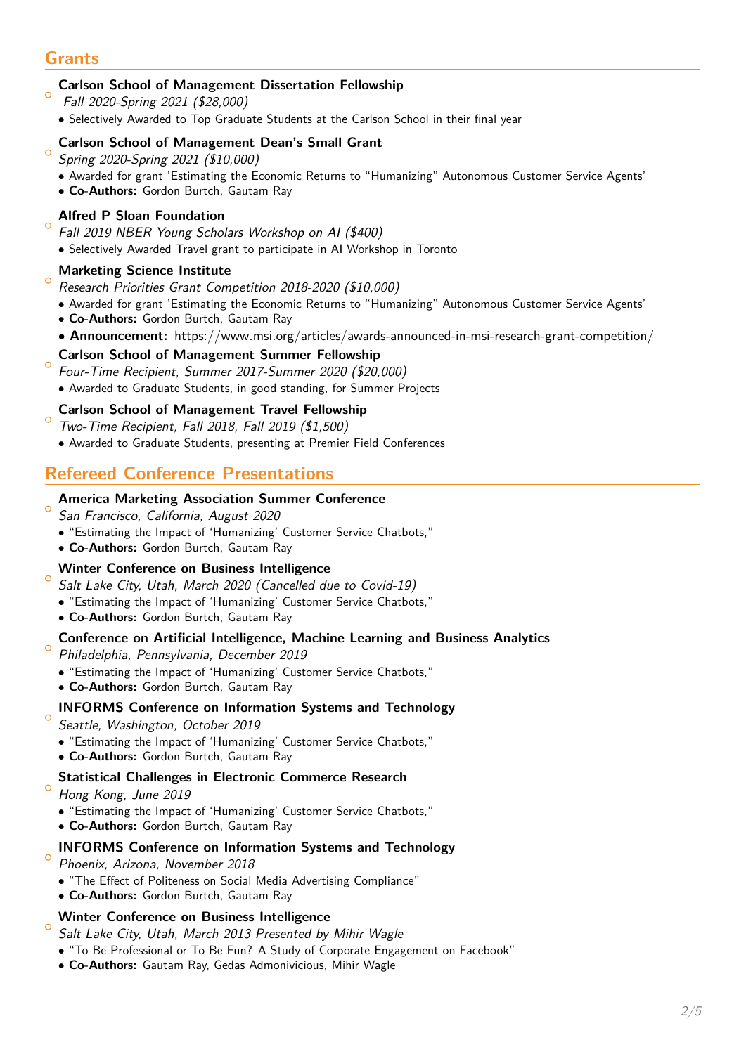## Grants

- **Carlson School of Management Dissertation Fellowship**
  *Fall 2020-Spring 2021 ($28,000)*
  - Selectively Awarded to Top Graduate Students at the Carlson School in their final year
- **Carlson School of Management Dean's Small Grant**
  *Spring 2020-Spring 2021 ($10,000)*
  - Awarded for grant 'Estimating the Economic Returns to "Humanizing" Autonomous Customer Service Agents'
  - **Co-Authors:** Gordon Burtch, Gautam Ray
- **Alfred P Sloan Foundation**
  *Fall 2019 NBER Young Scholars Workshop on AI ($400)*
  - Selectively Awarded Travel grant to participate in AI Workshop in Toronto
- **Marketing Science Institute**
  *Research Priorities Grant Competition 2018-2020 ($10,000)*
  - Awarded for grant 'Estimating the Economic Returns to "Humanizing" Autonomous Customer Service Agents'
  - **Co-Authors:** Gordon Burtch, Gautam Ray
  - **Announcement:** https://www.msi.org/articles/awards-announced-in-msi-research-grant-competition/
- **Carlson School of Management Summer Fellowship**
  *Four-Time Recipient, Summer 2017-Summer 2020 ($20,000)*
  - Awarded to Graduate Students, in good standing, for Summer Projects
- **Carlson School of Management Travel Fellowship**
  *Two-Time Recipient, Fall 2018, Fall 2019 ($1,500)*
  - Awarded to Graduate Students, presenting at Premier Field Conferences

## Refereed Conference Presentations

- **America Marketing Association Summer Conference**
  *San Francisco, California, August 2020*
  - "Estimating the Impact of 'Humanizing' Customer Service Chatbots,"
  - **Co-Authors:** Gordon Burtch, Gautam Ray
- **Winter Conference on Business Intelligence**
  *Salt Lake City, Utah, March 2020 (Cancelled due to Covid-19)*
  - "Estimating the Impact of 'Humanizing' Customer Service Chatbots,"
  - **Co-Authors:** Gordon Burtch, Gautam Ray
- **Conference on Artificial Intelligence, Machine Learning and Business Analytics**
  *Philadelphia, Pennsylvania, December 2019*
  - "Estimating the Impact of 'Humanizing' Customer Service Chatbots,"
  - **Co-Authors:** Gordon Burtch, Gautam Ray
- **INFORMS Conference on Information Systems and Technology**
  *Seattle, Washington, October 2019*
  - "Estimating the Impact of 'Humanizing' Customer Service Chatbots,"
  - **Co-Authors:** Gordon Burtch, Gautam Ray
- **Statistical Challenges in Electronic Commerce Research**
  *Hong Kong, June 2019*
  - "Estimating the Impact of 'Humanizing' Customer Service Chatbots,"
  - **Co-Authors:** Gordon Burtch, Gautam Ray
- **INFORMS Conference on Information Systems and Technology**
  *Phoenix, Arizona, November 2018*
  - "The Effect of Politeness on Social Media Advertising Compliance"
  - **Co-Authors:** Gordon Burtch, Gautam Ray
- **Winter Conference on Business Intelligence**
  *Salt Lake City, Utah, March 2013 Presented by Mihir Wagle*
  - "To Be Professional or To Be Fun? A Study of Corporate Engagement on Facebook"
  - **Co-Authors:** Gautam Ray, Gedas Admonivicious, Mihir Wagle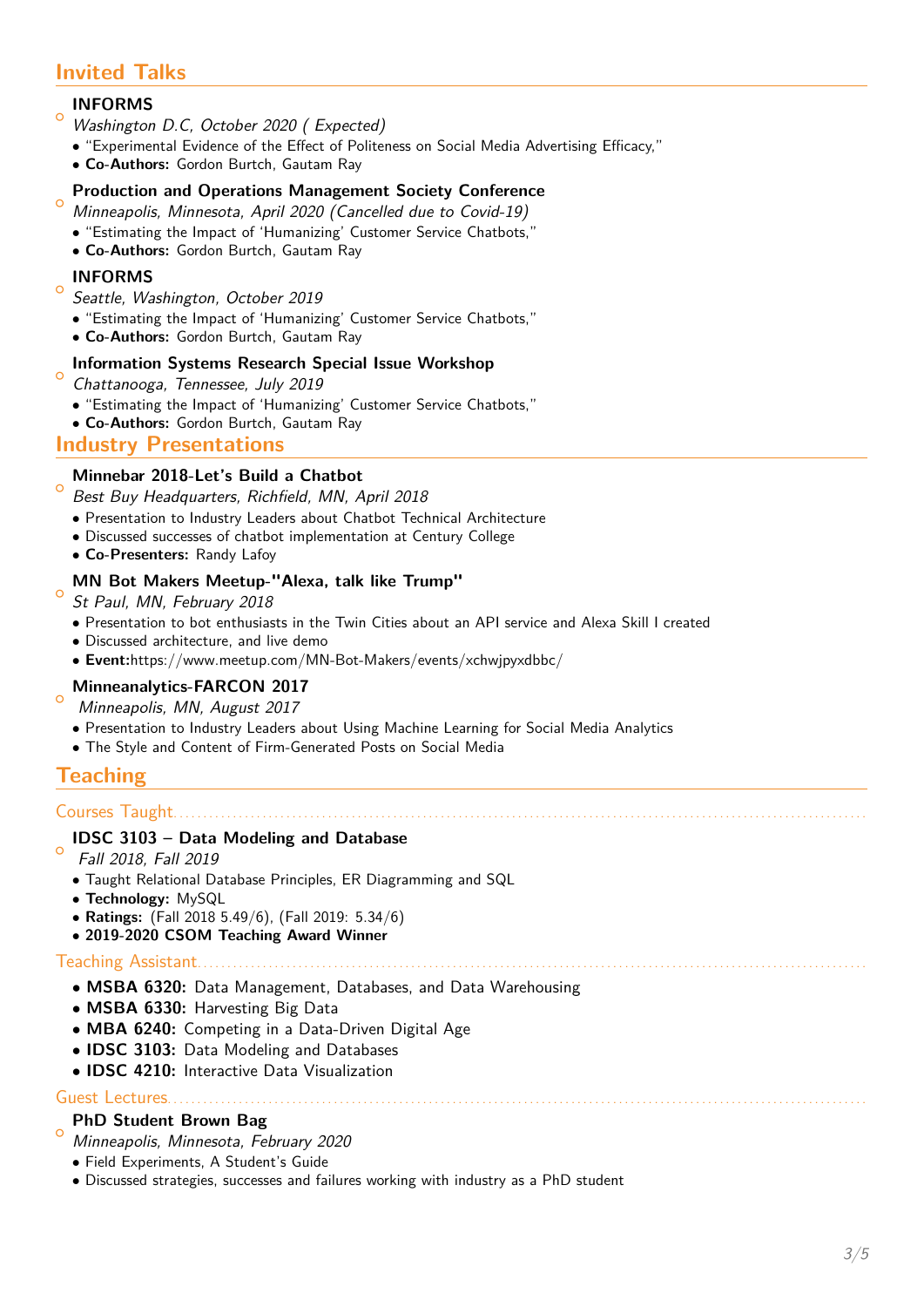## Invited Talks

**INFORMS**
*Washington D.C, October 2020 ( Expected)*
- "Experimental Evidence of the Effect of Politeness on Social Media Advertising Efficacy,"
- **Co-Authors:** Gordon Burtch, Gautam Ray

**Production and Operations Management Society Conference**
*Minneapolis, Minnesota, April 2020 (Cancelled due to Covid-19)*
- "Estimating the Impact of 'Humanizing' Customer Service Chatbots,"
- **Co-Authors:** Gordon Burtch, Gautam Ray

**INFORMS**
*Seattle, Washington, October 2019*
- "Estimating the Impact of 'Humanizing' Customer Service Chatbots,"
- **Co-Authors:** Gordon Burtch, Gautam Ray

**Information Systems Research Special Issue Workshop**
*Chattanooga, Tennessee, July 2019*
- "Estimating the Impact of 'Humanizing' Customer Service Chatbots,"
- **Co-Authors:** Gordon Burtch, Gautam Ray

## Industry Presentations

**Minnebar 2018-Let's Build a Chatbot**
*Best Buy Headquarters, Richfield, MN, April 2018*
- Presentation to Industry Leaders about Chatbot Technical Architecture
- Discussed successes of chatbot implementation at Century College
- **Co-Presenters:** Randy Lafoy

**MN Bot Makers Meetup-"Alexa, talk like Trump"**
*St Paul, MN, February 2018*
- Presentation to bot enthusiasts in the Twin Cities about an API service and Alexa Skill I created
- Discussed architecture, and live demo
- **Event:**https://www.meetup.com/MN-Bot-Makers/events/xchwjpyxdbbc/

**Minneanalytics-FARCON 2017**
*Minneapolis, MN, August 2017*
- Presentation to Industry Leaders about Using Machine Learning for Social Media Analytics
- The Style and Content of Firm-Generated Posts on Social Media

## Teaching

### Courses Taught

**IDSC 3103 – Data Modeling and Database**
*Fall 2018, Fall 2019*
- Taught Relational Database Principles, ER Diagramming and SQL
- **Technology:** MySQL
- **Ratings:** (Fall 2018 5.49/6), (Fall 2019: 5.34/6)
- **2019-2020 CSOM Teaching Award Winner**

### Teaching Assistant

- **MSBA 6320:** Data Management, Databases, and Data Warehousing
- **MSBA 6330:** Harvesting Big Data
- **MBA 6240:** Competing in a Data-Driven Digital Age
- **IDSC 3103:** Data Modeling and Databases
- **IDSC 4210:** Interactive Data Visualization

### Guest Lectures

**PhD Student Brown Bag**
*Minneapolis, Minnesota, February 2020*
- Field Experiments, A Student's Guide
- Discussed strategies, successes and failures working with industry as a PhD student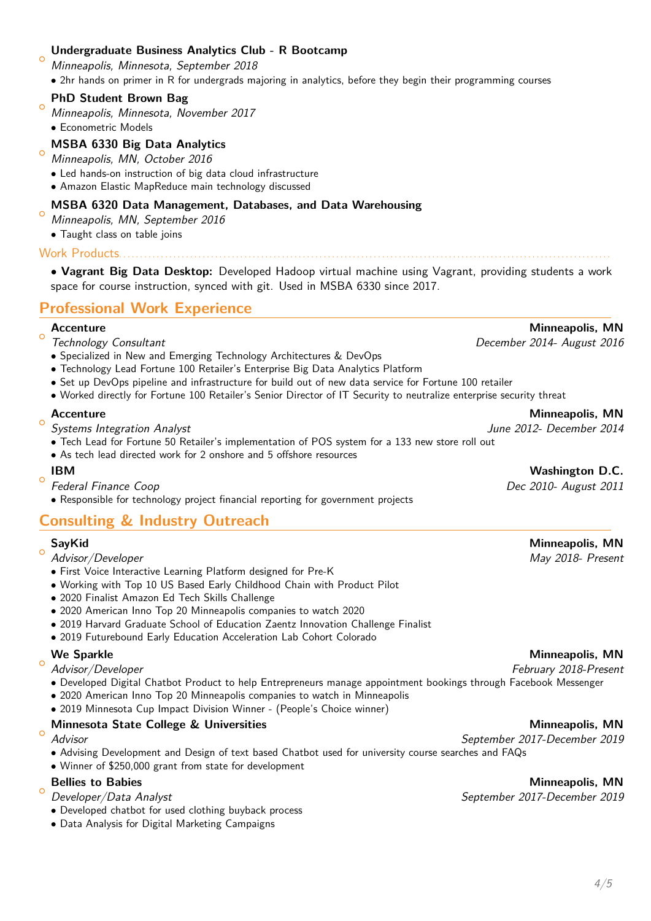**Undergraduate Business Analytics Club - R Bootcamp**
*Minneapolis, Minnesota, September 2018*
- 2hr hands on primer in R for undergrads majoring in analytics, before they begin their programming courses

**PhD Student Brown Bag**
*Minneapolis, Minnesota, November 2017*
- Econometric Models

**MSBA 6330 Big Data Analytics**
*Minneapolis, MN, October 2016*
- Led hands-on instruction of big data cloud infrastructure
- Amazon Elastic MapReduce main technology discussed

**MSBA 6320 Data Management, Databases, and Data Warehousing**
*Minneapolis, MN, September 2016*
- Taught class on table joins

### Work Products

- **Vagrant Big Data Desktop:** Developed Hadoop virtual machine using Vagrant, providing students a work space for course instruction, synced with git. Used in MSBA 6330 since 2017.

## Professional Work Experience

**Accenture** — **Minneapolis, MN**
*Technology Consultant* — *December 2014- August 2016*
- Specialized in New and Emerging Technology Architectures & DevOps
- Technology Lead Fortune 100 Retailer's Enterprise Big Data Analytics Platform
- Set up DevOps pipeline and infrastructure for build out of new data service for Fortune 100 retailer
- Worked directly for Fortune 100 Retailer's Senior Director of IT Security to neutralize enterprise security threat

**Accenture** — **Minneapolis, MN**
*Systems Integration Analyst* — *June 2012- December 2014*
- Tech Lead for Fortune 50 Retailer's implementation of POS system for a 133 new store roll out
- As tech lead directed work for 2 onshore and 5 offshore resources

**IBM** — **Washington D.C.**
*Federal Finance Coop* — *Dec 2010- August 2011*
- Responsible for technology project financial reporting for government projects

## Consulting & Industry Outreach

**SayKid** — **Minneapolis, MN**
*Advisor/Developer* — *May 2018- Present*
- First Voice Interactive Learning Platform designed for Pre-K
- Working with Top 10 US Based Early Childhood Chain with Product Pilot
- 2020 Finalist Amazon Ed Tech Skills Challenge
- 2020 American Inno Top 20 Minneapolis companies to watch 2020
- 2019 Harvard Graduate School of Education Zaentz Innovation Challenge Finalist
- 2019 Futurebound Early Education Acceleration Lab Cohort Colorado

**We Sparkle** — **Minneapolis, MN**
*Advisor/Developer* — *February 2018-Present*
- Developed Digital Chatbot Product to help Entrepreneurs manage appointment bookings through Facebook Messenger
- 2020 American Inno Top 20 Minneapolis companies to watch in Minneapolis
- 2019 Minnesota Cup Impact Division Winner - (People's Choice winner)

**Minnesota State College & Universities** — **Minneapolis, MN**
*Advisor* — *September 2017-December 2019*
- Advising Development and Design of text based Chatbot used for university course searches and FAQs
- Winner of $250,000 grant from state for development

**Bellies to Babies** — **Minneapolis, MN**
*Developer/Data Analyst* — *September 2017-December 2019*
- Developed chatbot for used clothing buyback process
- Data Analysis for Digital Marketing Campaigns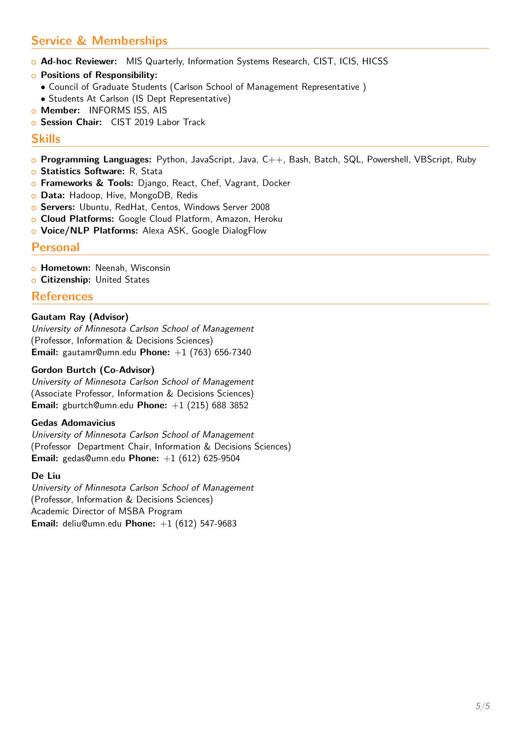## Service & Memberships

- **Ad-hoc Reviewer:** MIS Quarterly, Information Systems Research, CIST, ICIS, HICSS
- **Positions of Responsibility:**
  - Council of Graduate Students (Carlson School of Management Representative )
  - Students At Carlson (IS Dept Representative)
- **Member:** INFORMS ISS, AIS
- **Session Chair:** CIST 2019 Labor Track

## Skills

- **Programming Languages:** Python, JavaScript, Java, C++, Bash, Batch, SQL, Powershell, VBScript, Ruby
- **Statistics Software:** R, Stata
- **Frameworks & Tools:** Django, React, Chef, Vagrant, Docker
- **Data:** Hadoop, Hive, MongoDB, Redis
- **Servers:** Ubuntu, RedHat, Centos, Windows Server 2008
- **Cloud Platforms:** Google Cloud Platform, Amazon, Heroku
- **Voice/NLP Platforms:** Alexa ASK, Google DialogFlow

## Personal

- **Hometown:** Neenah, Wisconsin
- **Citizenship:** United States

## References

**Gautam Ray (Advisor)**
*University of Minnesota Carlson School of Management*
(Professor, Information & Decisions Sciences)
**Email:** gautamr@umn.edu **Phone:** +1 (763) 656-7340

**Gordon Burtch (Co-Advisor)**
*University of Minnesota Carlson School of Management*
(Associate Professor, Information & Decisions Sciences)
**Email:** gburtch@umn.edu **Phone:** +1 (215) 688 3852

**Gedas Adomavicius**
*University of Minnesota Carlson School of Management*
(Professor Department Chair, Information & Decisions Sciences)
**Email:** gedas@umn.edu **Phone:** +1 (612) 625-9504

**De Liu**
*University of Minnesota Carlson School of Management*
(Professor, Information & Decisions Sciences)
Academic Director of MSBA Program
**Email:** deliu@umn.edu **Phone:** +1 (612) 547-9683